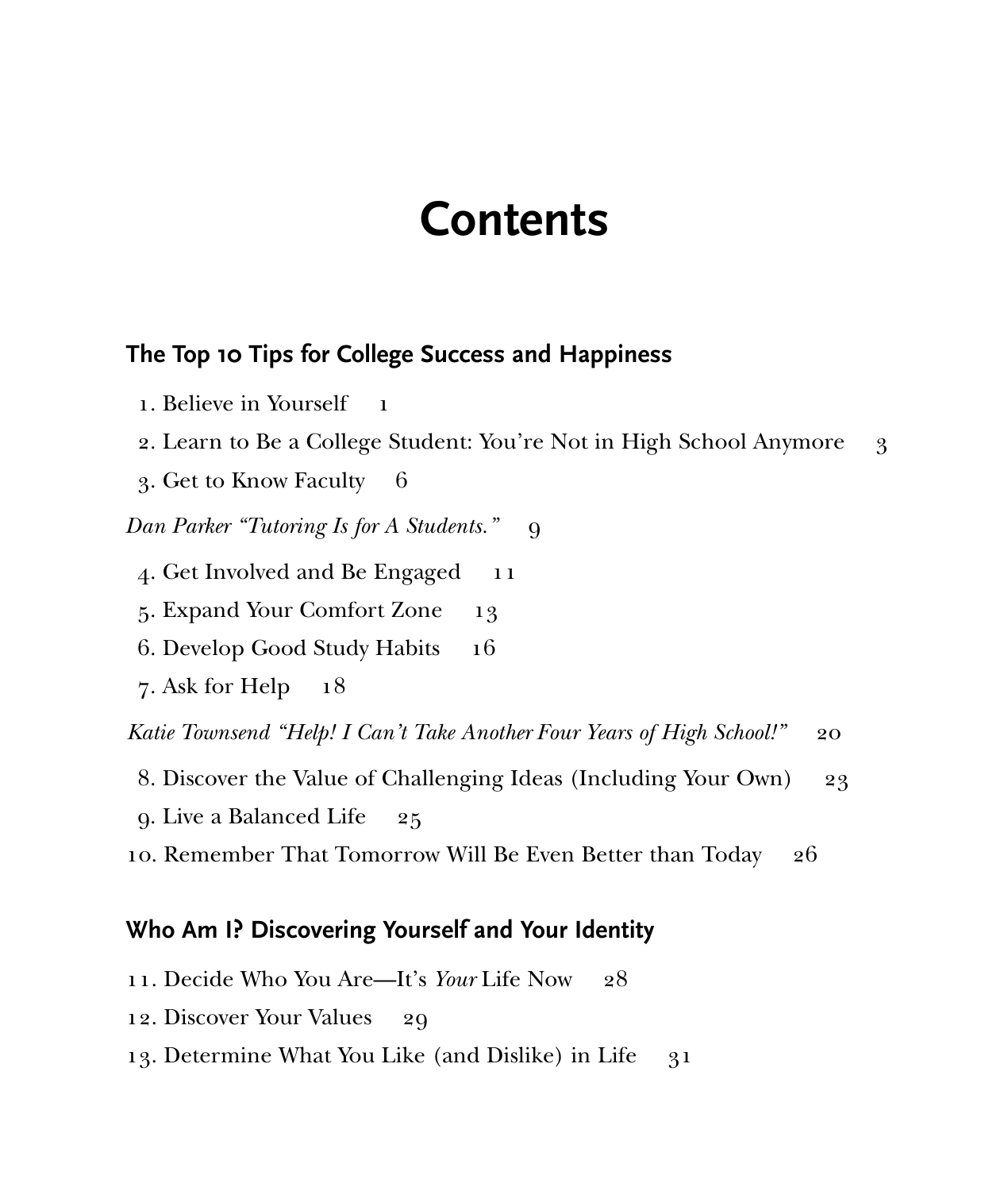# Contents

## The Top 10 Tips for College Success and Happiness

1. Believe in Yourself 1
2. Learn to Be a College Student: You're Not in High School Anymore 3
3. Get to Know Faculty 6

*Dan Parker "Tutoring Is for A Students."* 9

4. Get Involved and Be Engaged 11
5. Expand Your Comfort Zone 13
6. Develop Good Study Habits 16
7. Ask for Help 18

*Katie Townsend "Help! I Can't Take Another Four Years of High School!"* 20

8. Discover the Value of Challenging Ideas (Including Your Own) 23
9. Live a Balanced Life 25
10. Remember That Tomorrow Will Be Even Better than Today 26

## Who Am I? Discovering Yourself and Your Identity

11. Decide Who You Are—It's *Your* Life Now 28
12. Discover Your Values 29
13. Determine What You Like (and Dislike) in Life 31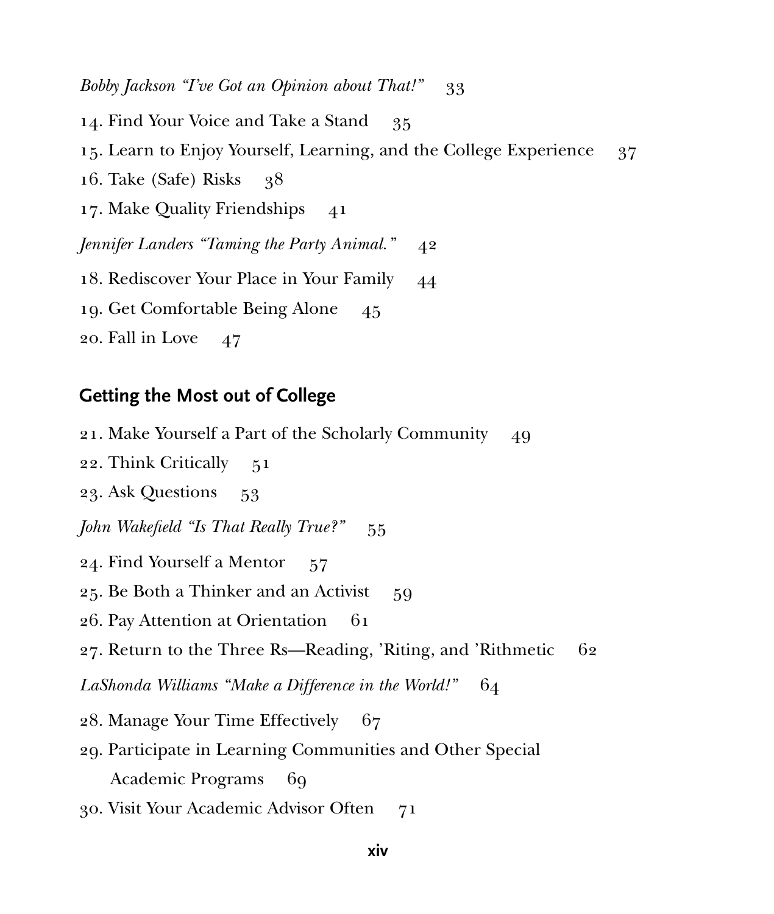*Bobby Jackson "I've Got an Opinion about That!"* 33

14. Find Your Voice and Take a Stand 35

15. Learn to Enjoy Yourself, Learning, and the College Experience 37

16. Take (Safe) Risks 38

17. Make Quality Friendships 41

*Jennifer Landers "Taming the Party Animal."* 42

18. Rediscover Your Place in Your Family 44

19. Get Comfortable Being Alone 45

20. Fall in Love 47

## Getting the Most out of College

21. Make Yourself a Part of the Scholarly Community 49

22. Think Critically 51

23. Ask Questions 53

*John Wakefield "Is That Really True?"* 55

24. Find Yourself a Mentor 57

25. Be Both a Thinker and an Activist 59

26. Pay Attention at Orientation 61

27. Return to the Three Rs—Reading, 'Riting, and 'Rithmetic 62

*LaShonda Williams "Make a Difference in the World!"* 64

28. Manage Your Time Effectively 67

29. Participate in Learning Communities and Other Special Academic Programs 69

30. Visit Your Academic Advisor Often 71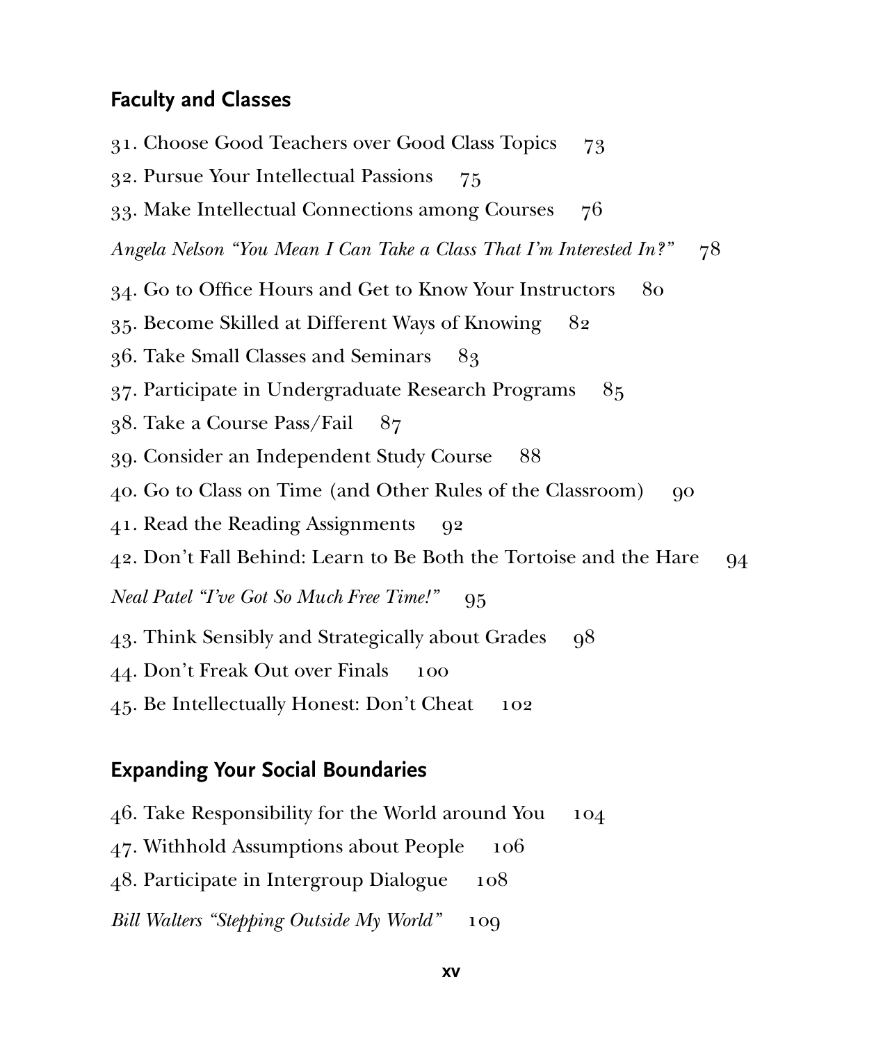## Faculty and Classes

31. Choose Good Teachers over Good Class Topics 73
32. Pursue Your Intellectual Passions 75
33. Make Intellectual Connections among Courses 76

*Angela Nelson "You Mean I Can Take a Class That I'm Interested In?"* 78

34. Go to Office Hours and Get to Know Your Instructors 80
35. Become Skilled at Different Ways of Knowing 82
36. Take Small Classes and Seminars 83
37. Participate in Undergraduate Research Programs 85
38. Take a Course Pass/Fail 87
39. Consider an Independent Study Course 88
40. Go to Class on Time (and Other Rules of the Classroom) 90
41. Read the Reading Assignments 92
42. Don't Fall Behind: Learn to Be Both the Tortoise and the Hare 94

*Neal Patel "I've Got So Much Free Time!"* 95

43. Think Sensibly and Strategically about Grades 98
44. Don't Freak Out over Finals 100
45. Be Intellectually Honest: Don't Cheat 102

## Expanding Your Social Boundaries

46. Take Responsibility for the World around You 104
47. Withhold Assumptions about People 106
48. Participate in Intergroup Dialogue 108

*Bill Walters "Stepping Outside My World"* 109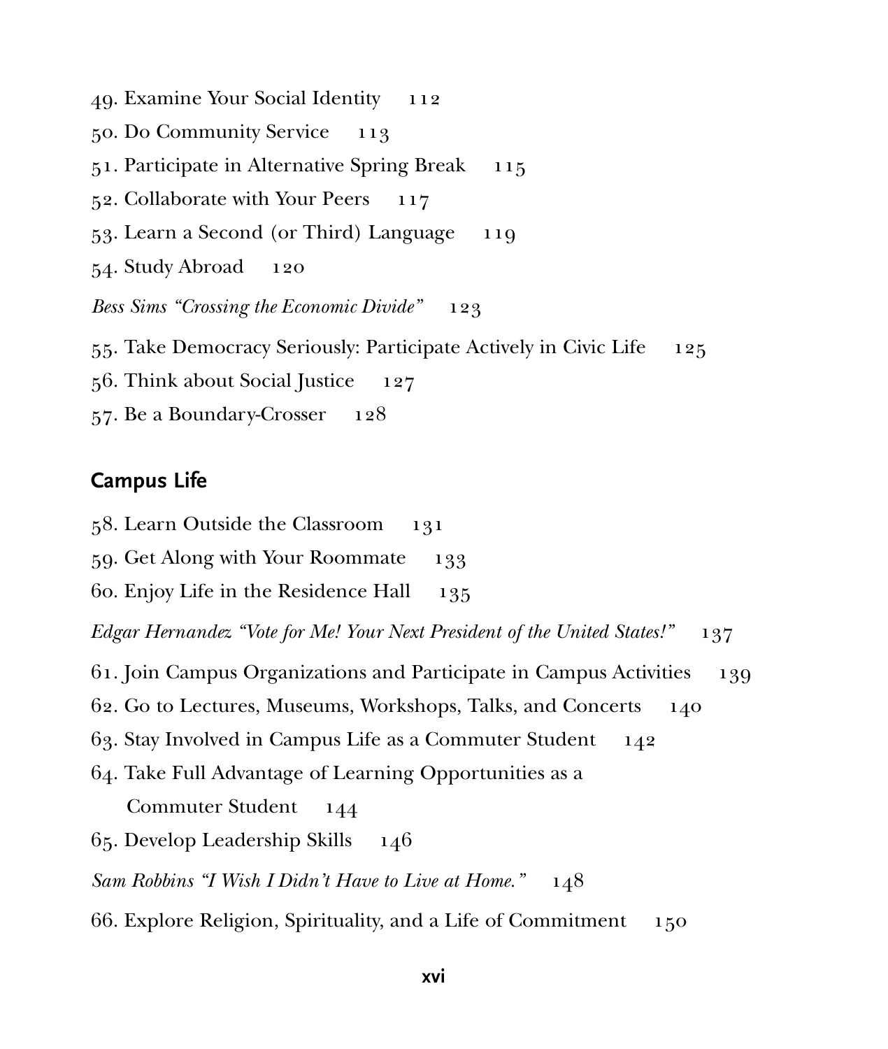49. Examine Your Social Identity 112
50. Do Community Service 113
51. Participate in Alternative Spring Break 115
52. Collaborate with Your Peers 117
53. Learn a Second (or Third) Language 119
54. Study Abroad 120

*Bess Sims "Crossing the Economic Divide"* 123

55. Take Democracy Seriously: Participate Actively in Civic Life 125
56. Think about Social Justice 127
57. Be a Boundary-Crosser 128

## Campus Life

58. Learn Outside the Classroom 131
59. Get Along with Your Roommate 133
60. Enjoy Life in the Residence Hall 135

*Edgar Hernandez "Vote for Me! Your Next President of the United States!"* 137

61. Join Campus Organizations and Participate in Campus Activities 139
62. Go to Lectures, Museums, Workshops, Talks, and Concerts 140
63. Stay Involved in Campus Life as a Commuter Student 142
64. Take Full Advantage of Learning Opportunities as a Commuter Student 144
65. Develop Leadership Skills 146

*Sam Robbins "I Wish I Didn't Have to Live at Home."* 148

66. Explore Religion, Spirituality, and a Life of Commitment 150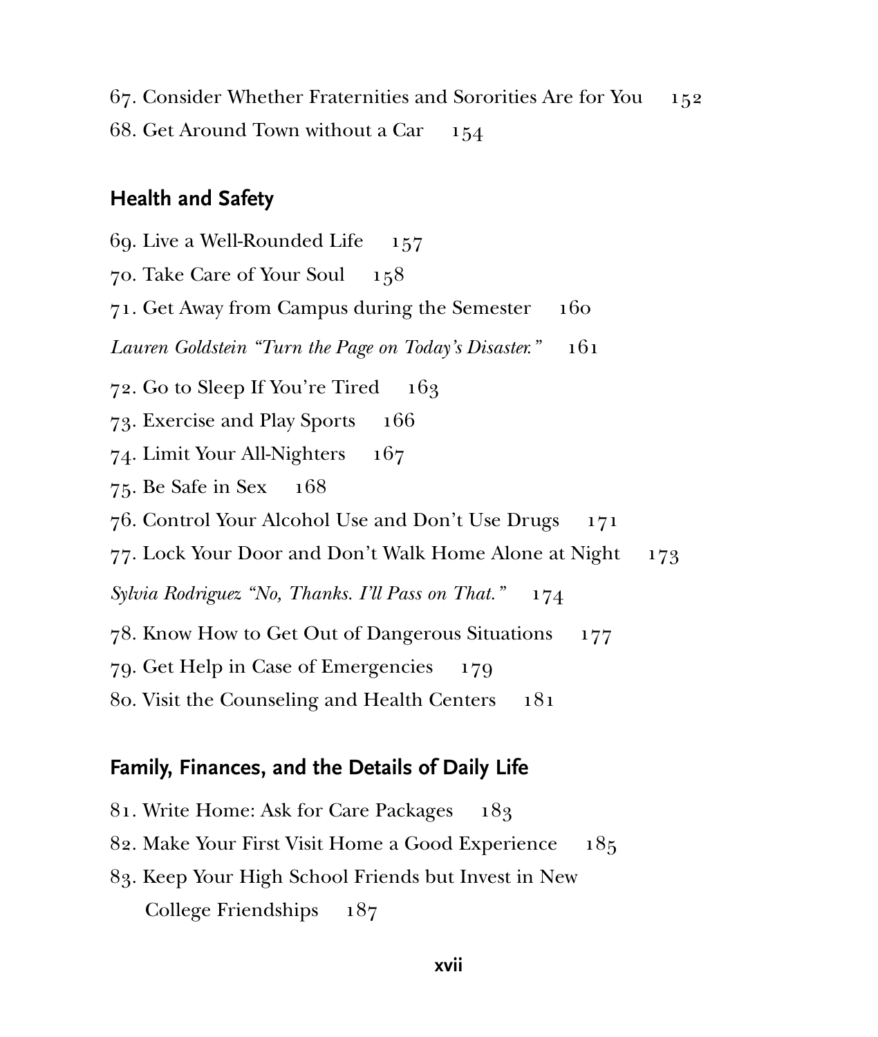67. Consider Whether Fraternities and Sororities Are for You 152

68. Get Around Town without a Car 154

## Health and Safety

69. Live a Well-Rounded Life 157

70. Take Care of Your Soul 158

71. Get Away from Campus during the Semester 160

*Lauren Goldstein "Turn the Page on Today's Disaster."* 161

72. Go to Sleep If You're Tired 163

73. Exercise and Play Sports 166

74. Limit Your All-Nighters 167

75. Be Safe in Sex 168

76. Control Your Alcohol Use and Don't Use Drugs 171

77. Lock Your Door and Don't Walk Home Alone at Night 173

*Sylvia Rodriguez "No, Thanks. I'll Pass on That."* 174

78. Know How to Get Out of Dangerous Situations 177

79. Get Help in Case of Emergencies 179

80. Visit the Counseling and Health Centers 181

## Family, Finances, and the Details of Daily Life

81. Write Home: Ask for Care Packages 183

82. Make Your First Visit Home a Good Experience 185

83. Keep Your High School Friends but Invest in New College Friendships 187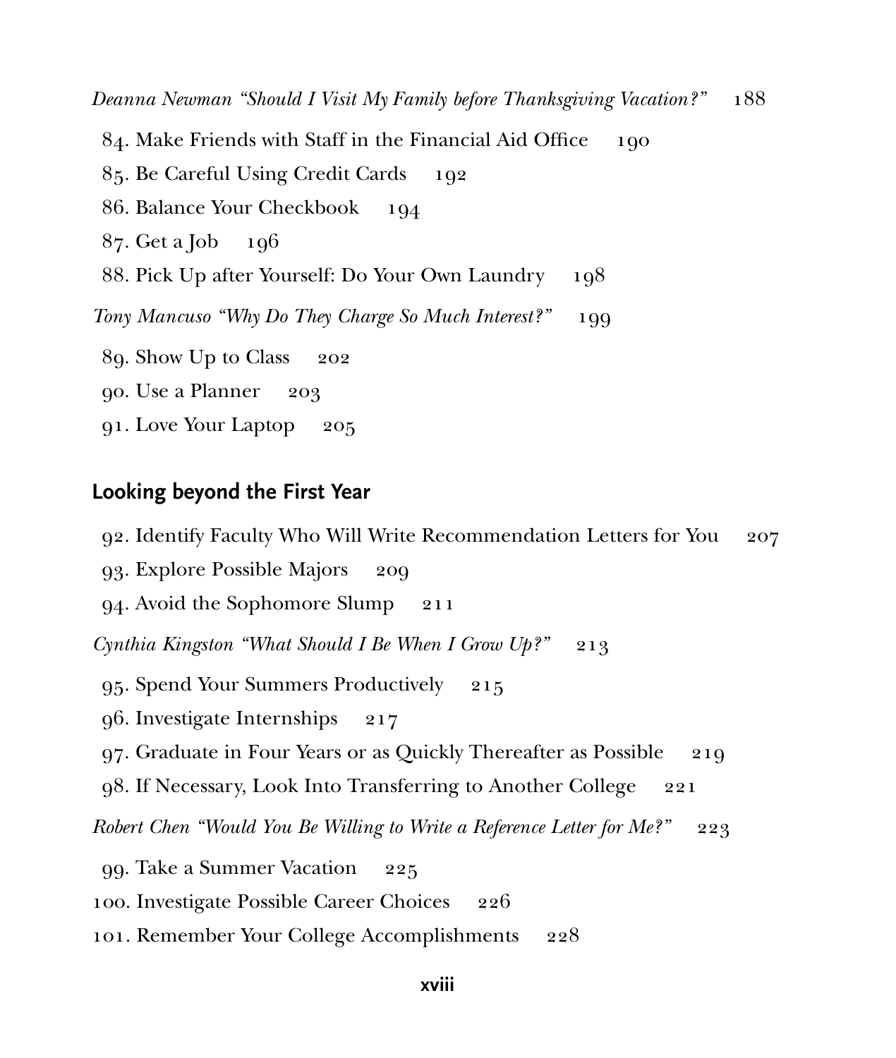*Deanna Newman "Should I Visit My Family before Thanksgiving Vacation?"* 188

84. Make Friends with Staff in the Financial Aid Office 190
85. Be Careful Using Credit Cards 192
86. Balance Your Checkbook 194
87. Get a Job 196
88. Pick Up after Yourself: Do Your Own Laundry 198

*Tony Mancuso "Why Do They Charge So Much Interest?"* 199

89. Show Up to Class 202
90. Use a Planner 203
91. Love Your Laptop 205

## Looking beyond the First Year

92. Identify Faculty Who Will Write Recommendation Letters for You 207
93. Explore Possible Majors 209
94. Avoid the Sophomore Slump 211

*Cynthia Kingston "What Should I Be When I Grow Up?"* 213

95. Spend Your Summers Productively 215
96. Investigate Internships 217
97. Graduate in Four Years or as Quickly Thereafter as Possible 219
98. If Necessary, Look Into Transferring to Another College 221

*Robert Chen "Would You Be Willing to Write a Reference Letter for Me?"* 223

99. Take a Summer Vacation 225
100. Investigate Possible Career Choices 226
101. Remember Your College Accomplishments 228